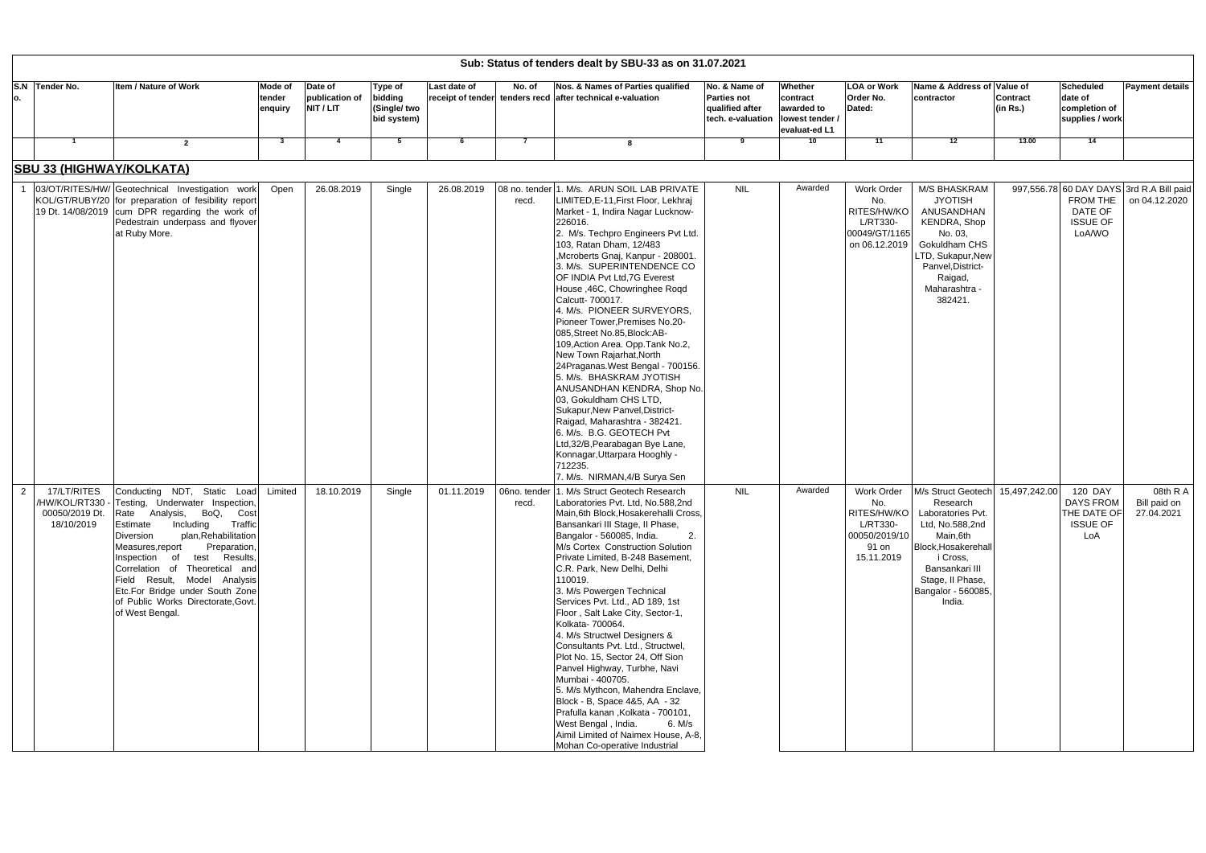Sub: Status of tenders dealt by SBU-33 as on 31.07.2021

| S.No. | Tender No. | Item / Nature of Work | Mode of tender enquiry | Date of publication of NIT / LIT | Type of bidding (Single/ two bid system) | Last date of receipt of tender | No. of tenders recd | Nos. & Names of Parties qualified after technical e-valuation | No. & Name of Parties not qualified after tech. e-valuation | Whether contract awarded to lowest tender / evaluat-ed L1 | LOA or Work Order No. Dated: | Name & Address of contractor | Value of Contract (in Rs.) | Scheduled date of completion of supplies / work | Payment details |
|---|---|---|---|---|---|---|---|---|---|---|---|---|---|---|---|
| | 1 | 2 | 3 | 4 | 5 | 6 | 7 | 8 | 9 | 10 | 11 | 12 | 13.00 | 14 | |
| **SBU 33 (HIGHWAY/KOLKATA)** | | | | | | | | | | | | | | | |
| 1 | 03/OT/RITES/HW/ KOL/GT/RUBY/20 19 Dt. 14/08/2019 | Geotechnical Investigation work for preparation of fesibility report cum DPR regarding the work of Pedestrain underpass and flyover at Ruby More. | Open | 26.08.2019 | Single | 26.08.2019 | 08 no. tender recd. | 1. M/s. ARUN SOIL LAB PRIVATE LIMITED,E-11,First Floor, Lekhraj Market - 1, Indira Nagar Lucknow-226016. 2. M/s. Techpro Engineers Pvt Ltd. 103, Ratan Dham, 12/483 ,Mcroberts Gnaj, Kanpur - 208001. 3. M/s. SUPERINTENDENCE CO OF INDIA Pvt Ltd,7G Everest House ,46C, Chowringhee Roqd Calcutt- 700017. 4. M/s. PIONEER SURVEYORS, Pioneer Tower,Premises No.20-085,Street No.85,Block:AB-109,Action Area. Opp.Tank No.2, New Town Rajarhat,North 24Praganas.West Bengal - 700156. 5. M/s. BHASKRAM JYOTISH ANUSANDHAN KENDRA, Shop No. 03, Gokuldham CHS LTD, Sukapur,New Panvel,District-Raigad, Maharashtra - 382421. 6. M/s. B.G. GEOTECH Pvt Ltd,32/B,Pearabagan Bye Lane, Konnagar,Uttarpara Hooghly - 712235. 7. M/s. NIRMAN,4/B Surya Sen | NIL | Awarded | Work Order No. RITES/HW/KO L/RT330-00049/GT/1165 on 06.12.2019 | M/S BHASKRAM JYOTISH ANUSANDHAN KENDRA, Shop No. 03, Gokuldham CHS LTD, Sukapur,New Panvel,District-Raigad, Maharashtra - 382421. | 997,556.78 | 60 DAY DAYS FROM THE DATE OF ISSUE OF LoA/WO | 3rd R.A Bill paid on 04.12.2020 |
| 2 | 17/LT/RITES /HW/KOL/RT330 - 00050/2019 Dt. 18/10/2019 | Conducting NDT, Static Load Testing, Underwater Inspection, Rate Analysis, BoQ, Cost Estimate Including Traffic Diversion plan,Rehabilitation Measures,report Preparation, Inspection of test Results, Correlation of Theoretical and Field Result, Model Analysis Etc.For Bridge under South Zone of Public Works Directorate,Govt. of West Bengal. | Limited | 18.10.2019 | Single | 01.11.2019 | 06no. tender recd. | 1. M/s Struct Geotech Research Laboratories Pvt. Ltd, No.588,2nd Main,6th Block,Hosakerehalli Cross, Bansankari III Stage, II Phase, Bangalore - 560085, India. 2. M/s Cortex Construction Solution Private Limited, B-248 Basement, C.R. Park, New Delhi, Delhi 110019. 3. M/s Powergen Technical Services Pvt. Ltd., AD 189, 1st Floor , Salt Lake City, Sector-1, Kolkata- 700064. 4. M/s Structwel Designers & Consultants Pvt. Ltd., Structwel, Plot No. 15, Sector 24, Off Sion Panvel Highway, Turbhe, Navi Mumbai - 400705. 5. M/s Mythcon, Mahendra Enclave, Block - B, Space 4&5, AA - 32 Prafulla kanan ,Kolkata - 700101, West Bengal , India. 6. M/s Aimil Limited of Naimex House, A-8, Mohan Co-operative Industrial | NIL | Awarded | Work Order No. RITES/HW/KO L/RT330-00050/2019/10 91 on 15.11.2019 | M/s Struct Geotech Research Laboratories Pvt. Ltd, No.588,2nd Main,6th Block,Hosakerehall i Cross, Bansankari III Stage, II Phase, Bangalore - 560085, India. | 15,497,242.00 | 120 DAY DAYS FROM THE DATE OF ISSUE OF LoA | 08th R A Bill paid on 27.04.2021 |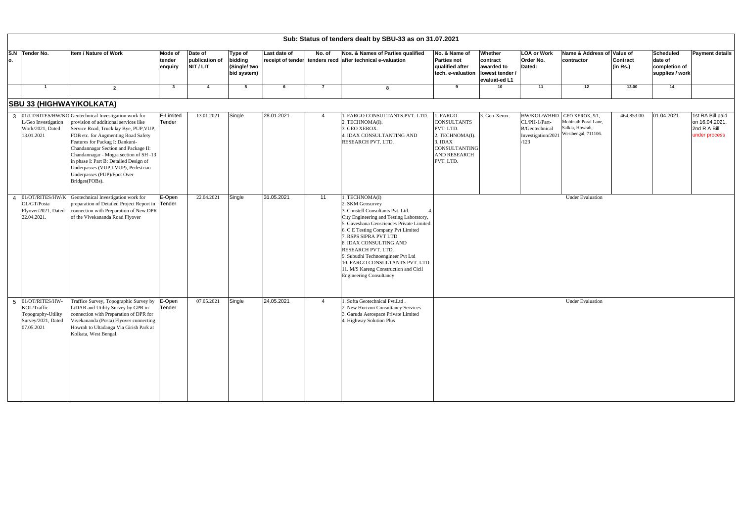## Sub: Status of tenders dealt by SBU-33 as on 31.07.2021

| S.No. | Tender No. | Item / Nature of Work | Mode of tender enquiry | Date of publication of NIT / LIT | Type of bidding (Single/ two bid system) | Last date of receipt of tender | No. of tenders recd | Nos. & Names of Parties qualified after technical e-valuation | No. & Name of Parties not qualified after tech. e-valuation | Whether contract awarded to lowest tender / evaluat-ed L1 | LOA or Work Order No. Dated: | Name & Address of contractor | Value of Contract (in Rs.) | Scheduled date of completion of supplies / work | Payment details |
|---|---|---|---|---|---|---|---|---|---|---|---|---|---|---|---|
| | 1 | 2 | 3 | 4 | 5 | 6 | 7 | 8 | 9 | 10 | 11 | 12 | 13.00 | 14 | |
| **SBU 33 (HIGHWAY/KOLKATA)** | | | | | | | | | | | | | | | |
| 3 | 01/LT/RITES/HW/KOL/Geo Investigation Work/2021, Dated 13.01.2021 | Geotechnical Investigation work for provision of additional services like Service Road, Truck lay Bye, PUP,VUP, FOB etc. for Augmenting Road Safety Features for Packag I: Dankuni-Chandannagar Section and Package II: Chandannagar - Mogra section of SH -13 in phase I: Part B: Detailed Design of Underpasses (VUP,LVUP), Pedestrian Underpasses (PUP)/Foot Over Bridges(FOBs). | E-Limited Tender | 13.01.2021 | Single | 28.01.2021 | 4 | 1. FARGO CONSULTANTS PVT. LTD.<br>2. TECHNOMA(I).<br>3. GEO XEROX.<br>4. IDAX CONSULTANTING AND RESEARCH PVT. LTD. | 1. FARGO CONSULTANTS PVT. LTD.<br>2. TECHNOMA(I).<br>3. IDAX CONSULTANTING AND RESEARCH PVT. LTD. | 3. Geo-Xerox. | HW/KOL/WBHDCL/PH-1/Part-B/Geotechnical Investigation/2021/123 | GEO XEROX, 5/1, Mohinath Poral Lane, Salkia, Howrah, Westbengal, 711106. | 464,853.00 | 01.04.2021 | 1st RA Bill paid on 16.04.2021, 2nd R A Bill under process |
| 4 | 01/OT/RITES/HW/KOL/GT/Posta Flyover/2021, Dated 22.04.2021. | Geotechnical Investigation work for preparation of Detailed Project Report in connection with Preparation of New DPR of the Vivekananda Road Flyover | E-Open Tender | 22.04.2021 | Single | 31.05.2021 | 11 | 1. TECHNOMA(I)<br>2. SKM Geosurvey<br>3. Constell Consultants Pvt. Ltd.<br>4. City Engineering and Testing Laboratory,<br>5. Gaveshana Geosciences Private Limited.<br>6. C E Testing Company Pvt Limited<br>7. RSPS SIPRA PVT LTD<br>8. IDAX CONSULTING AND RESEARCH PVT. LTD.<br>9. Subudhi Technoengineer Pvt Ltd<br>10. FARGO CONSULTANTS PVT. LTD.<br>11. M/S Kareng Construction and Cicil Engineering Consultancy | Under Evaluation | | | | | | |
| 5 | 01/OT/RITES/HW-KOL/Traffic-Topography-Utility Survey/2021, Dated 07.05.2021 | Traffice Survey, Topographic Survey by LiDAR and Utility Survey by GPR in connection with Preparation of DPR for Vivekananda (Posta) Flyover connecting Howrah to Ultadanga Via Girish Park at Kolkata, West Bengal. | E-Open Tender | 07.05.2021 | Single | 24.05.2021 | 4 | 1. Softa Geotechnical Pvt.Ltd .<br>2. New Horizon Consultancy Services<br>3. Garuda Aerospace Private Limited<br>4. Highway Solution Plus | Under Evaluation | | | | | | |